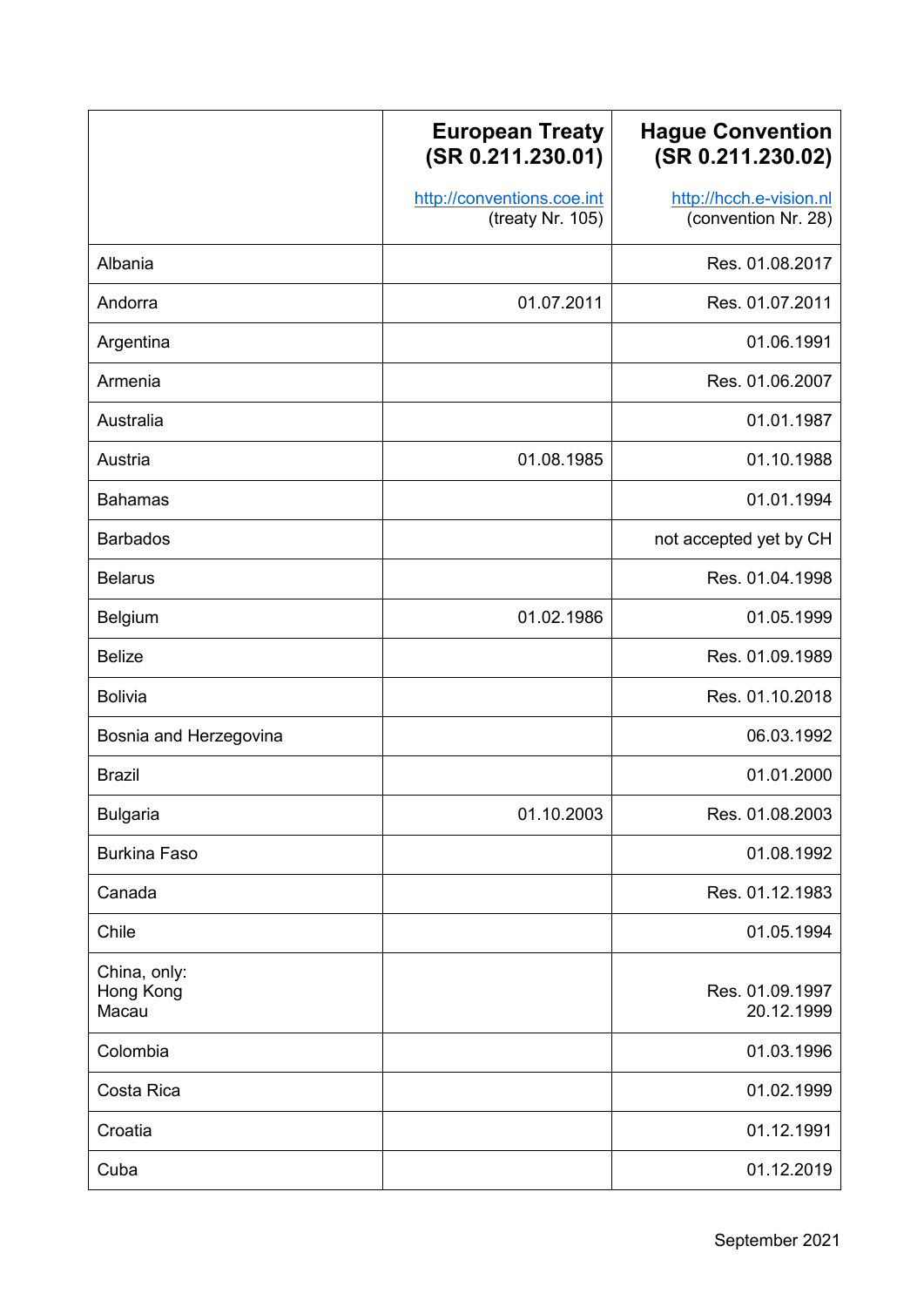| | European Treaty (SR 0.211.230.01)<br><br>http://conventions.coe.int (treaty Nr. 105) | Hague Convention (SR 0.211.230.02)<br><br>http://hcch.e-vision.nl (convention Nr. 28) |
|---|---|---|
| Albania | | Res. 01.08.2017 |
| Andorra | 01.07.2011 | Res. 01.07.2011 |
| Argentina | | 01.06.1991 |
| Armenia | | Res. 01.06.2007 |
| Australia | | 01.01.1987 |
| Austria | 01.08.1985 | 01.10.1988 |
| Bahamas | | 01.01.1994 |
| Barbados | | not accepted yet by CH |
| Belarus | | Res. 01.04.1998 |
| Belgium | 01.02.1986 | 01.05.1999 |
| Belize | | Res. 01.09.1989 |
| Bolivia | | Res. 01.10.2018 |
| Bosnia and Herzegovina | | 06.03.1992 |
| Brazil | | 01.01.2000 |
| Bulgaria | 01.10.2003 | Res. 01.08.2003 |
| Burkina Faso | | 01.08.1992 |
| Canada | | Res. 01.12.1983 |
| Chile | | 01.05.1994 |
| China, only:<br>Hong Kong<br>Macau | | Res. 01.09.1997<br>20.12.1999 |
| Colombia | | 01.03.1996 |
| Costa Rica | | 01.02.1999 |
| Croatia | | 01.12.1991 |
| Cuba | | 01.12.2019 |

September 2021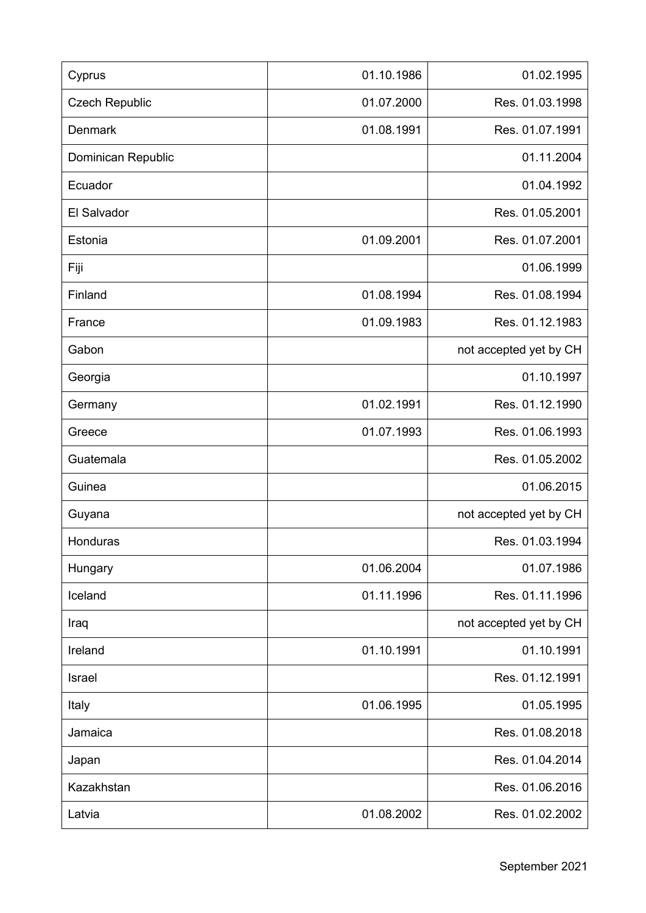| | | |
|---|---|---|
| Cyprus | 01.10.1986 | 01.02.1995 |
| Czech Republic | 01.07.2000 | Res. 01.03.1998 |
| Denmark | 01.08.1991 | Res. 01.07.1991 |
| Dominican Republic | | 01.11.2004 |
| Ecuador | | 01.04.1992 |
| El Salvador | | Res. 01.05.2001 |
| Estonia | 01.09.2001 | Res. 01.07.2001 |
| Fiji | | 01.06.1999 |
| Finland | 01.08.1994 | Res. 01.08.1994 |
| France | 01.09.1983 | Res. 01.12.1983 |
| Gabon | | not accepted yet by CH |
| Georgia | | 01.10.1997 |
| Germany | 01.02.1991 | Res. 01.12.1990 |
| Greece | 01.07.1993 | Res. 01.06.1993 |
| Guatemala | | Res. 01.05.2002 |
| Guinea | | 01.06.2015 |
| Guyana | | not accepted yet by CH |
| Honduras | | Res. 01.03.1994 |
| Hungary | 01.06.2004 | 01.07.1986 |
| Iceland | 01.11.1996 | Res. 01.11.1996 |
| Iraq | | not accepted yet by CH |
| Ireland | 01.10.1991 | 01.10.1991 |
| Israel | | Res. 01.12.1991 |
| Italy | 01.06.1995 | 01.05.1995 |
| Jamaica | | Res. 01.08.2018 |
| Japan | | Res. 01.04.2014 |
| Kazakhstan | | Res. 01.06.2016 |
| Latvia | 01.08.2002 | Res. 01.02.2002 |

September 2021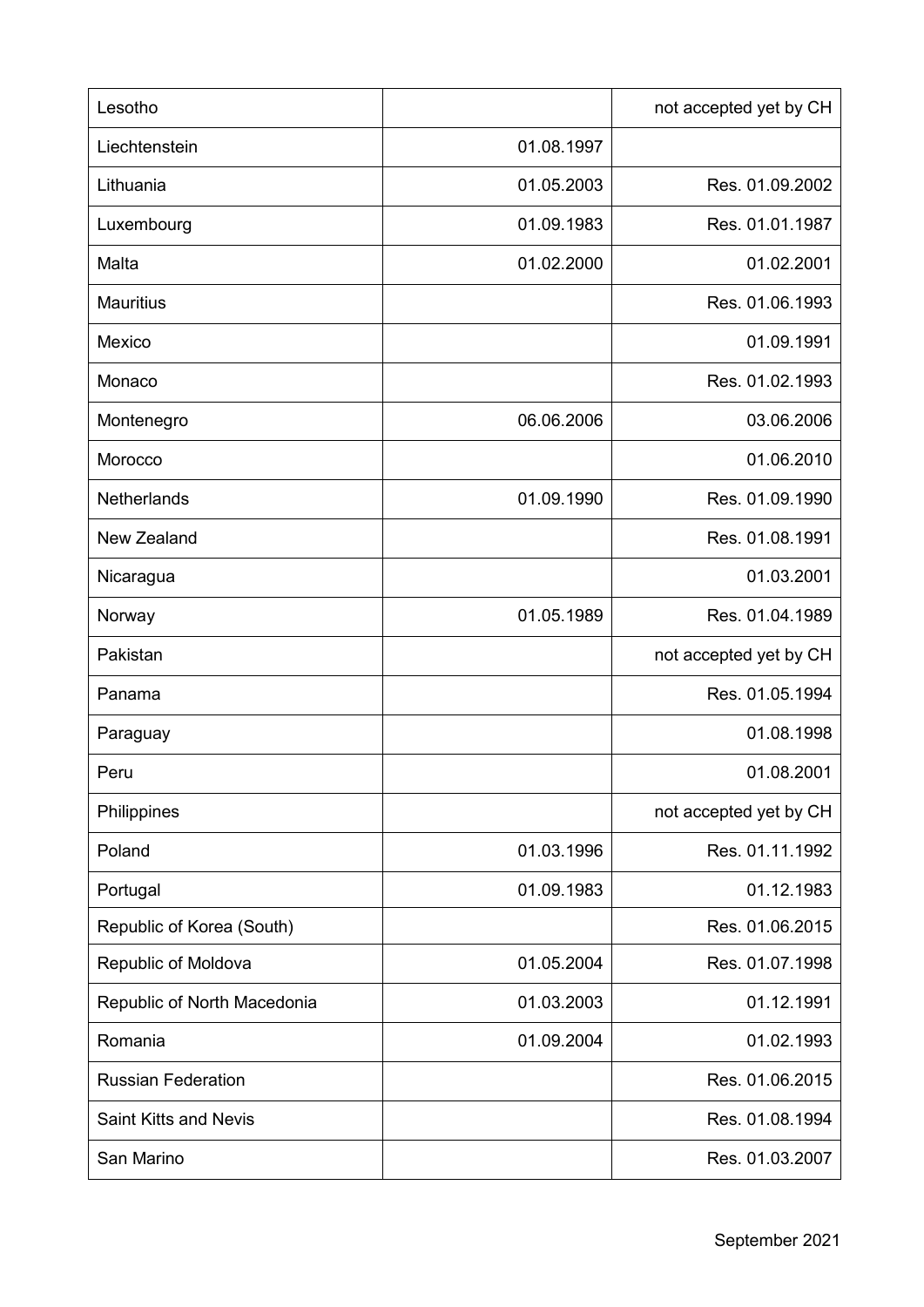| | | |
|---|---|---|
| Lesotho | | not accepted yet by CH |
| Liechtenstein | 01.08.1997 | |
| Lithuania | 01.05.2003 | Res. 01.09.2002 |
| Luxembourg | 01.09.1983 | Res. 01.01.1987 |
| Malta | 01.02.2000 | 01.02.2001 |
| Mauritius | | Res. 01.06.1993 |
| Mexico | | 01.09.1991 |
| Monaco | | Res. 01.02.1993 |
| Montenegro | 06.06.2006 | 03.06.2006 |
| Morocco | | 01.06.2010 |
| Netherlands | 01.09.1990 | Res. 01.09.1990 |
| New Zealand | | Res. 01.08.1991 |
| Nicaragua | | 01.03.2001 |
| Norway | 01.05.1989 | Res. 01.04.1989 |
| Pakistan | | not accepted yet by CH |
| Panama | | Res. 01.05.1994 |
| Paraguay | | 01.08.1998 |
| Peru | | 01.08.2001 |
| Philippines | | not accepted yet by CH |
| Poland | 01.03.1996 | Res. 01.11.1992 |
| Portugal | 01.09.1983 | 01.12.1983 |
| Republic of Korea (South) | | Res. 01.06.2015 |
| Republic of Moldova | 01.05.2004 | Res. 01.07.1998 |
| Republic of North Macedonia | 01.03.2003 | 01.12.1991 |
| Romania | 01.09.2004 | 01.02.1993 |
| Russian Federation | | Res. 01.06.2015 |
| Saint Kitts and Nevis | | Res. 01.08.1994 |
| San Marino | | Res. 01.03.2007 |

September 2021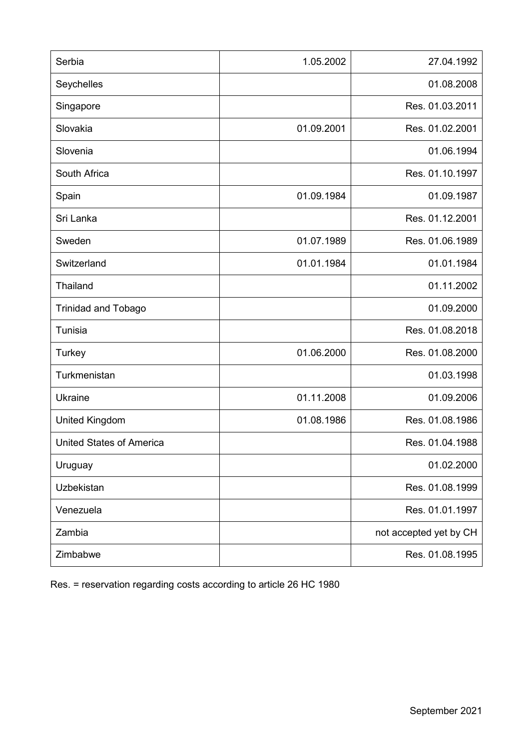| | | |
|---|---|---|
| Serbia | 1.05.2002 | 27.04.1992 |
| Seychelles | | 01.08.2008 |
| Singapore | | Res. 01.03.2011 |
| Slovakia | 01.09.2001 | Res. 01.02.2001 |
| Slovenia | | 01.06.1994 |
| South Africa | | Res. 01.10.1997 |
| Spain | 01.09.1984 | 01.09.1987 |
| Sri Lanka | | Res. 01.12.2001 |
| Sweden | 01.07.1989 | Res. 01.06.1989 |
| Switzerland | 01.01.1984 | 01.01.1984 |
| Thailand | | 01.11.2002 |
| Trinidad and Tobago | | 01.09.2000 |
| Tunisia | | Res. 01.08.2018 |
| Turkey | 01.06.2000 | Res. 01.08.2000 |
| Turkmenistan | | 01.03.1998 |
| Ukraine | 01.11.2008 | 01.09.2006 |
| United Kingdom | 01.08.1986 | Res. 01.08.1986 |
| United States of America | | Res. 01.04.1988 |
| Uruguay | | 01.02.2000 |
| Uzbekistan | | Res. 01.08.1999 |
| Venezuela | | Res. 01.01.1997 |
| Zambia | | not accepted yet by CH |
| Zimbabwe | | Res. 01.08.1995 |

Res. = reservation regarding costs according to article 26 HC 1980

September 2021